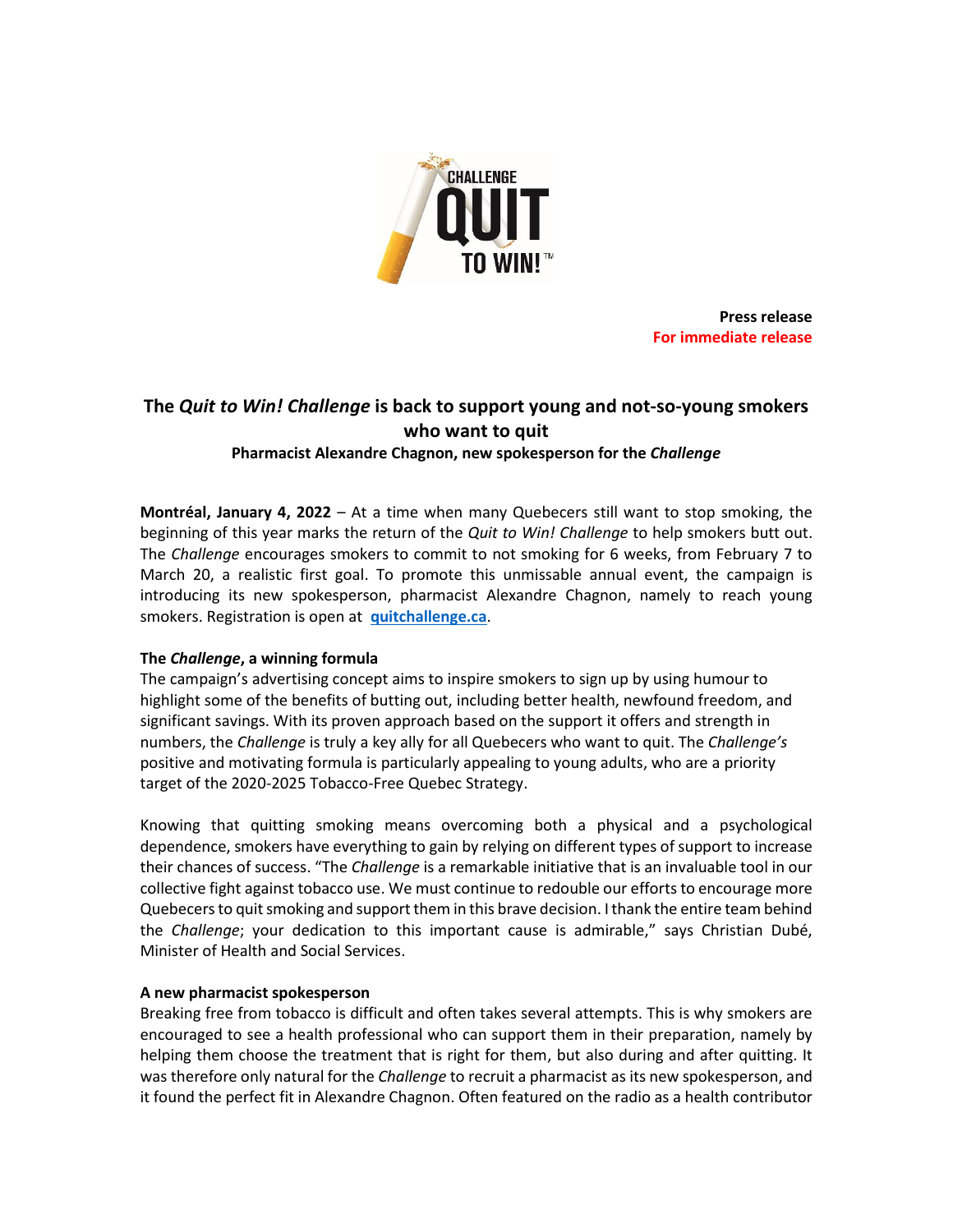**Press release**
**For immediate release**

# The *Quit to Win! Challenge* is back to support young and not-so-young smokers who want to quit

**Pharmacist Alexandre Chagnon, new spokesperson for the *Challenge***

**Montréal, January 4, 2022** – At a time when many Quebecers still want to stop smoking, the beginning of this year marks the return of the *Quit to Win! Challenge* to help smokers butt out. The *Challenge* encourages smokers to commit to not smoking for 6 weeks, from February 7 to March 20, a realistic first goal. To promote this unmissable annual event, the campaign is introducing its new spokesperson, pharmacist Alexandre Chagnon, namely to reach young smokers. Registration is open at **quitchallenge.ca**.

**The *Challenge*, a winning formula**

The campaign's advertising concept aims to inspire smokers to sign up by using humour to highlight some of the benefits of butting out, including better health, newfound freedom, and significant savings. With its proven approach based on the support it offers and strength in numbers, the *Challenge* is truly a key ally for all Quebecers who want to quit. The *Challenge's* positive and motivating formula is particularly appealing to young adults, who are a priority target of the 2020-2025 Tobacco-Free Quebec Strategy.

Knowing that quitting smoking means overcoming both a physical and a psychological dependence, smokers have everything to gain by relying on different types of support to increase their chances of success. "The *Challenge* is a remarkable initiative that is an invaluable tool in our collective fight against tobacco use. We must continue to redouble our efforts to encourage more Quebecers to quit smoking and support them in this brave decision. I thank the entire team behind the *Challenge*; your dedication to this important cause is admirable," says Christian Dubé, Minister of Health and Social Services.

**A new pharmacist spokesperson**

Breaking free from tobacco is difficult and often takes several attempts. This is why smokers are encouraged to see a health professional who can support them in their preparation, namely by helping them choose the treatment that is right for them, but also during and after quitting. It was therefore only natural for the *Challenge* to recruit a pharmacist as its new spokesperson, and it found the perfect fit in Alexandre Chagnon. Often featured on the radio as a health contributor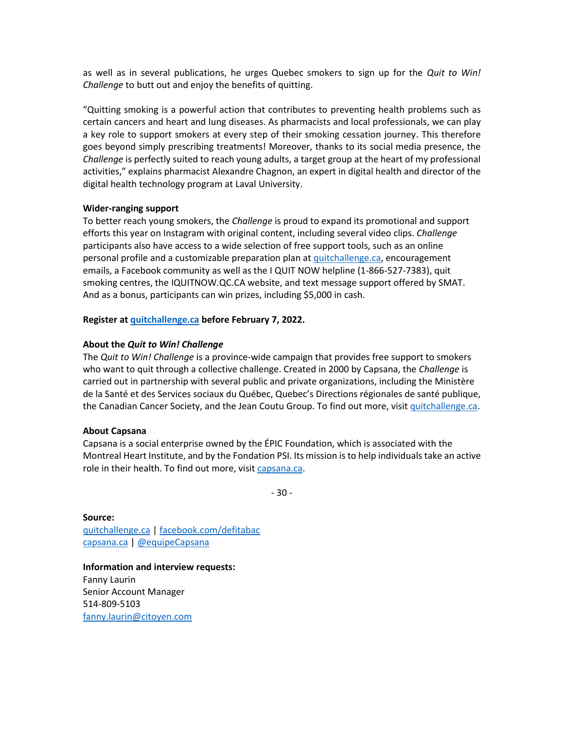as well as in several publications, he urges Quebec smokers to sign up for the *Quit to Win! Challenge* to butt out and enjoy the benefits of quitting.

"Quitting smoking is a powerful action that contributes to preventing health problems such as certain cancers and heart and lung diseases. As pharmacists and local professionals, we can play a key role to support smokers at every step of their smoking cessation journey. This therefore goes beyond simply prescribing treatments! Moreover, thanks to its social media presence, the *Challenge* is perfectly suited to reach young adults, a target group at the heart of my professional activities," explains pharmacist Alexandre Chagnon, an expert in digital health and director of the digital health technology program at Laval University.

**Wider-ranging support**

To better reach young smokers, the *Challenge* is proud to expand its promotional and support efforts this year on Instagram with original content, including several video clips. *Challenge* participants also have access to a wide selection of free support tools, such as an online personal profile and a customizable preparation plan at quitchallenge.ca, encouragement emails, a Facebook community as well as the I QUIT NOW helpline (1-866-527-7383), quit smoking centres, the IQUITNOW.QC.CA website, and text message support offered by SMAT. And as a bonus, participants can win prizes, including $5,000 in cash.

**Register at quitchallenge.ca before February 7, 2022.**

**About the *Quit to Win! Challenge***

The *Quit to Win! Challenge* is a province-wide campaign that provides free support to smokers who want to quit through a collective challenge. Created in 2000 by Capsana, the *Challenge* is carried out in partnership with several public and private organizations, including the Ministère de la Santé et des Services sociaux du Québec, Quebec's Directions régionales de santé publique, the Canadian Cancer Society, and the Jean Coutu Group. To find out more, visit quitchallenge.ca.

**About Capsana**

Capsana is a social enterprise owned by the ÉPIC Foundation, which is associated with the Montreal Heart Institute, and by the Fondation PSI. Its mission is to help individuals take an active role in their health. To find out more, visit capsana.ca.

- 30 -

**Source:**

quitchallenge.ca | facebook.com/defitabac
capsana.ca | @equipeCapsana

**Information and interview requests:**

Fanny Laurin
Senior Account Manager
514-809-5103
fanny.laurin@citoyen.com